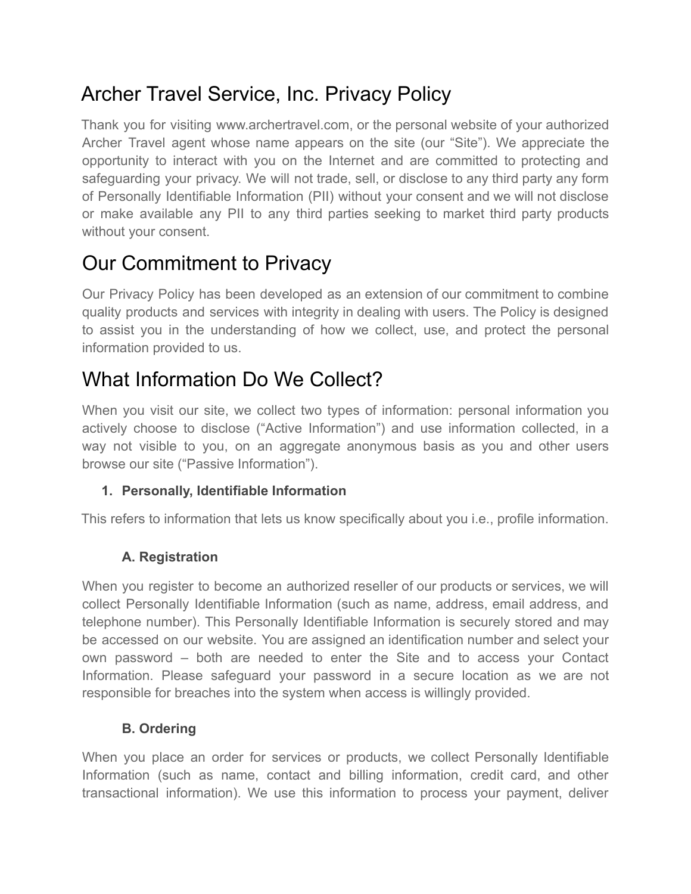# Archer Travel Service, Inc. Privacy Policy

Thank you for visiting www.archertravel.com, or the personal website of your authorized Archer Travel agent whose name appears on the site (our "Site"). We appreciate the opportunity to interact with you on the Internet and are committed to protecting and safeguarding your privacy. We will not trade, sell, or disclose to any third party any form of Personally Identifiable Information (PII) without your consent and we will not disclose or make available any PII to any third parties seeking to market third party products without your consent.

# Our Commitment to Privacy

Our Privacy Policy has been developed as an extension of our commitment to combine quality products and services with integrity in dealing with users. The Policy is designed to assist you in the understanding of how we collect, use, and protect the personal information provided to us.

# What Information Do We Collect?

When you visit our site, we collect two types of information: personal information you actively choose to disclose ("Active Information") and use information collected, in a way not visible to you, on an aggregate anonymous basis as you and other users browse our site ("Passive Information").

1. **Personally, Identifiable Information**

This refers to information that lets us know specifically about you i.e., profile information.

**A. Registration**

When you register to become an authorized reseller of our products or services, we will collect Personally Identifiable Information (such as name, address, email address, and telephone number). This Personally Identifiable Information is securely stored and may be accessed on our website. You are assigned an identification number and select your own password – both are needed to enter the Site and to access your Contact Information. Please safeguard your password in a secure location as we are not responsible for breaches into the system when access is willingly provided.

**B. Ordering**

When you place an order for services or products, we collect Personally Identifiable Information (such as name, contact and billing information, credit card, and other transactional information). We use this information to process your payment, deliver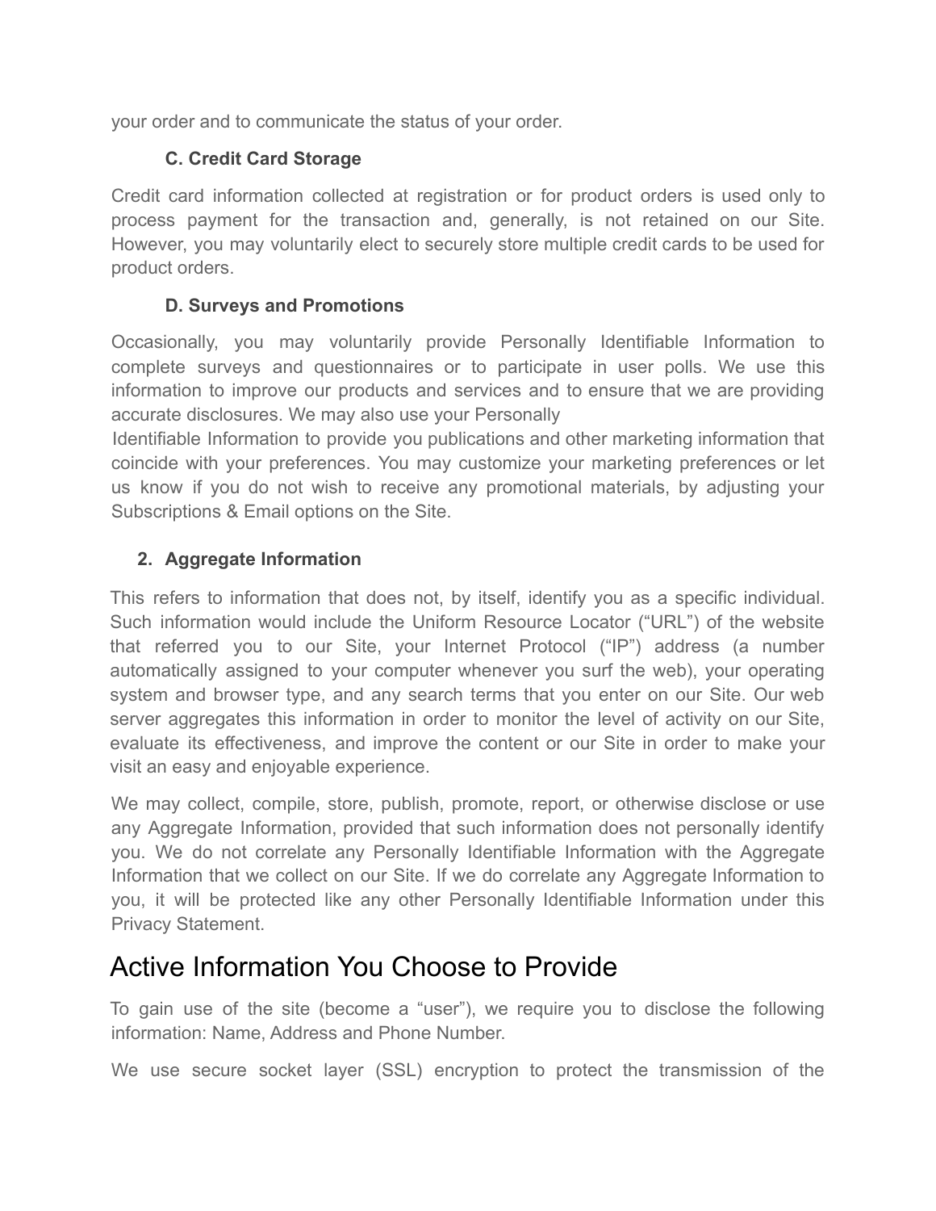your order and to communicate the status of your order.

### C. Credit Card Storage

Credit card information collected at registration or for product orders is used only to process payment for the transaction and, generally, is not retained on our Site. However, you may voluntarily elect to securely store multiple credit cards to be used for product orders.

### D. Surveys and Promotions

Occasionally, you may voluntarily provide Personally Identifiable Information to complete surveys and questionnaires or to participate in user polls. We use this information to improve our products and services and to ensure that we are providing accurate disclosures. We may also use your Personally Identifiable Information to provide you publications and other marketing information that coincide with your preferences. You may customize your marketing preferences or let us know if you do not wish to receive any promotional materials, by adjusting your Subscriptions & Email options on the Site.

### 2. Aggregate Information

This refers to information that does not, by itself, identify you as a specific individual. Such information would include the Uniform Resource Locator ("URL") of the website that referred you to our Site, your Internet Protocol ("IP") address (a number automatically assigned to your computer whenever you surf the web), your operating system and browser type, and any search terms that you enter on our Site. Our web server aggregates this information in order to monitor the level of activity on our Site, evaluate its effectiveness, and improve the content or our Site in order to make your visit an easy and enjoyable experience.

We may collect, compile, store, publish, promote, report, or otherwise disclose or use any Aggregate Information, provided that such information does not personally identify you. We do not correlate any Personally Identifiable Information with the Aggregate Information that we collect on our Site. If we do correlate any Aggregate Information to you, it will be protected like any other Personally Identifiable Information under this Privacy Statement.

## Active Information You Choose to Provide

To gain use of the site (become a "user"), we require you to disclose the following information: Name, Address and Phone Number.

We use secure socket layer (SSL) encryption to protect the transmission of the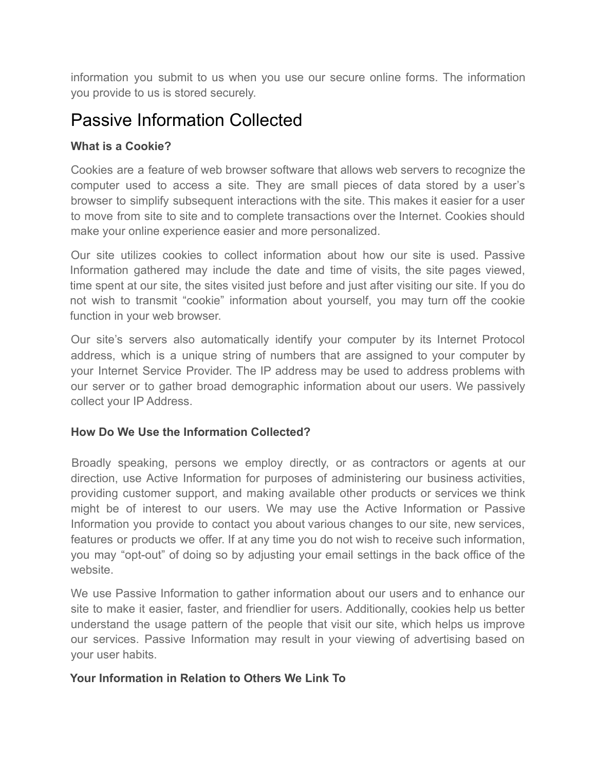information you submit to us when you use our secure online forms. The information you provide to us is stored securely.

## Passive Information Collected

**What is a Cookie?**

Cookies are a feature of web browser software that allows web servers to recognize the computer used to access a site. They are small pieces of data stored by a user's browser to simplify subsequent interactions with the site. This makes it easier for a user to move from site to site and to complete transactions over the Internet. Cookies should make your online experience easier and more personalized.

Our site utilizes cookies to collect information about how our site is used. Passive Information gathered may include the date and time of visits, the site pages viewed, time spent at our site, the sites visited just before and just after visiting our site. If you do not wish to transmit "cookie" information about yourself, you may turn off the cookie function in your web browser.

Our site's servers also automatically identify your computer by its Internet Protocol address, which is a unique string of numbers that are assigned to your computer by your Internet Service Provider. The IP address may be used to address problems with our server or to gather broad demographic information about our users. We passively collect your IP Address.

**How Do We Use the Information Collected?**

Broadly speaking, persons we employ directly, or as contractors or agents at our direction, use Active Information for purposes of administering our business activities, providing customer support, and making available other products or services we think might be of interest to our users. We may use the Active Information or Passive Information you provide to contact you about various changes to our site, new services, features or products we offer. If at any time you do not wish to receive such information, you may "opt-out" of doing so by adjusting your email settings in the back office of the website.

We use Passive Information to gather information about our users and to enhance our site to make it easier, faster, and friendlier for users. Additionally, cookies help us better understand the usage pattern of the people that visit our site, which helps us improve our services. Passive Information may result in your viewing of advertising based on your user habits.

**Your Information in Relation to Others We Link To**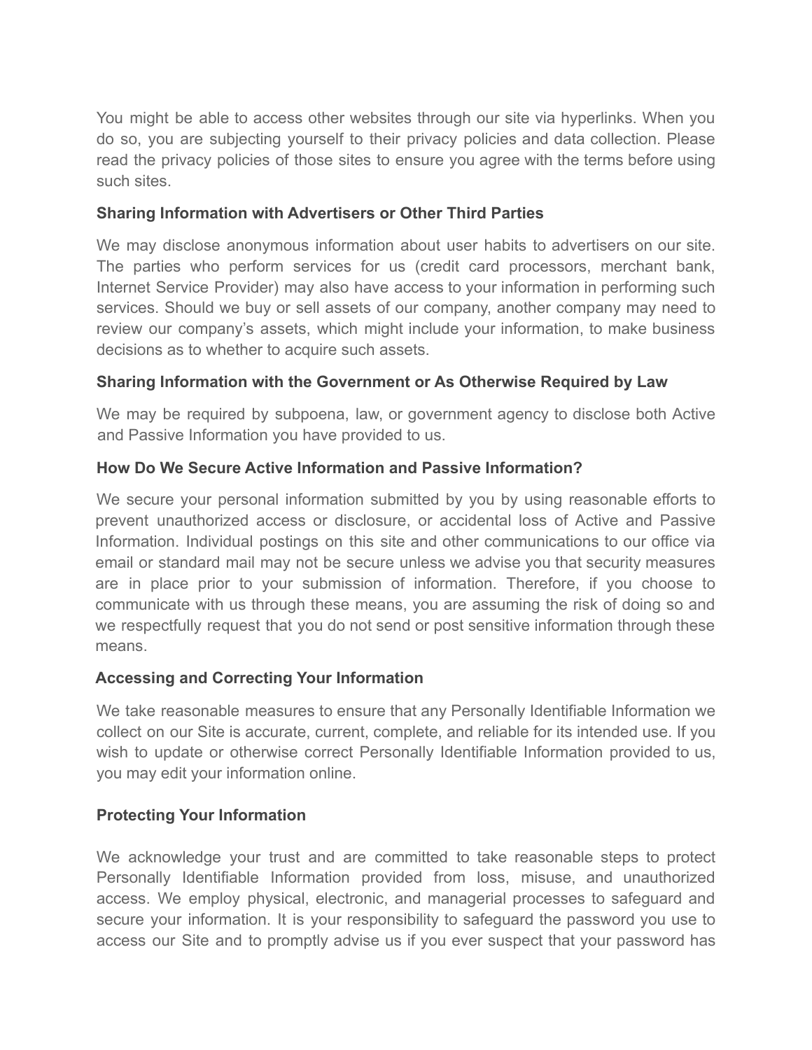You might be able to access other websites through our site via hyperlinks. When you do so, you are subjecting yourself to their privacy policies and data collection. Please read the privacy policies of those sites to ensure you agree with the terms before using such sites.

### Sharing Information with Advertisers or Other Third Parties

We may disclose anonymous information about user habits to advertisers on our site. The parties who perform services for us (credit card processors, merchant bank, Internet Service Provider) may also have access to your information in performing such services. Should we buy or sell assets of our company, another company may need to review our company's assets, which might include your information, to make business decisions as to whether to acquire such assets.

### Sharing Information with the Government or As Otherwise Required by Law

We may be required by subpoena, law, or government agency to disclose both Active and Passive Information you have provided to us.

### How Do We Secure Active Information and Passive Information?

We secure your personal information submitted by you by using reasonable efforts to prevent unauthorized access or disclosure, or accidental loss of Active and Passive Information. Individual postings on this site and other communications to our office via email or standard mail may not be secure unless we advise you that security measures are in place prior to your submission of information. Therefore, if you choose to communicate with us through these means, you are assuming the risk of doing so and we respectfully request that you do not send or post sensitive information through these means.

### Accessing and Correcting Your Information

We take reasonable measures to ensure that any Personally Identifiable Information we collect on our Site is accurate, current, complete, and reliable for its intended use. If you wish to update or otherwise correct Personally Identifiable Information provided to us, you may edit your information online.

### Protecting Your Information

We acknowledge your trust and are committed to take reasonable steps to protect Personally Identifiable Information provided from loss, misuse, and unauthorized access. We employ physical, electronic, and managerial processes to safeguard and secure your information. It is your responsibility to safeguard the password you use to access our Site and to promptly advise us if you ever suspect that your password has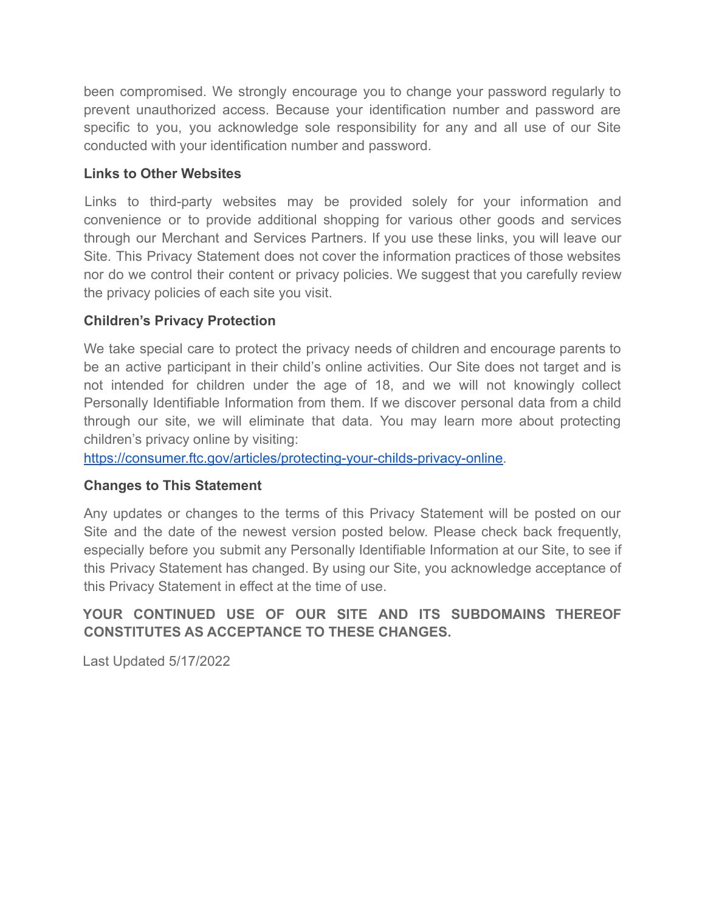been compromised. We strongly encourage you to change your password regularly to prevent unauthorized access. Because your identification number and password are specific to you, you acknowledge sole responsibility for any and all use of our Site conducted with your identification number and password.

**Links to Other Websites**

Links to third-party websites may be provided solely for your information and convenience or to provide additional shopping for various other goods and services through our Merchant and Services Partners. If you use these links, you will leave our Site. This Privacy Statement does not cover the information practices of those websites nor do we control their content or privacy policies. We suggest that you carefully review the privacy policies of each site you visit.

**Children's Privacy Protection**

We take special care to protect the privacy needs of children and encourage parents to be an active participant in their child's online activities. Our Site does not target and is not intended for children under the age of 18, and we will not knowingly collect Personally Identifiable Information from them. If we discover personal data from a child through our site, we will eliminate that data. You may learn more about protecting children's privacy online by visiting: [https://consumer.ftc.gov/articles/protecting-your-childs-privacy-online](https://consumer.ftc.gov/articles/protecting-your-childs-privacy-online).

**Changes to This Statement**

Any updates or changes to the terms of this Privacy Statement will be posted on our Site and the date of the newest version posted below. Please check back frequently, especially before you submit any Personally Identifiable Information at our Site, to see if this Privacy Statement has changed. By using our Site, you acknowledge acceptance of this Privacy Statement in effect at the time of use.

**YOUR CONTINUED USE OF OUR SITE AND ITS SUBDOMAINS THEREOF CONSTITUTES AS ACCEPTANCE TO THESE CHANGES.**

Last Updated 5/17/2022